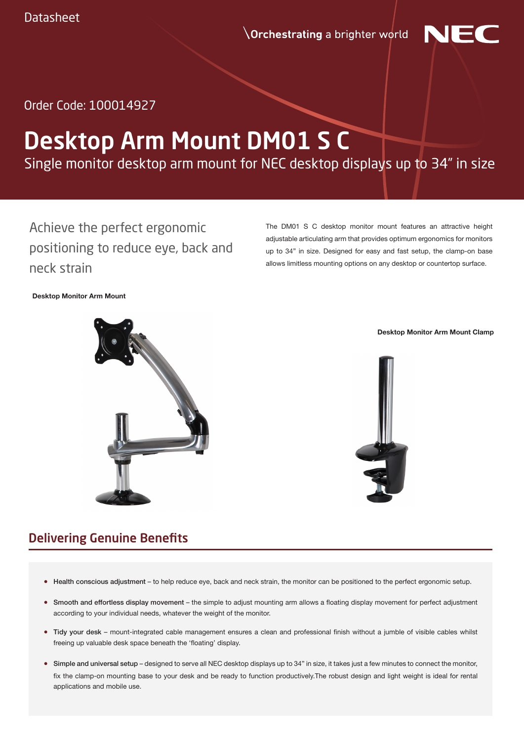Datasheet

\Orchestrating a brighter world

NEC

Order Code: 100014927

# Desktop Arm Mount DM01 S C

Single monitor desktop arm mount for NEC desktop displays up to 34" in size

## Achieve the perfect ergonomic positioning to reduce eye, back and neck strain

The DM01 S C desktop monitor mount features an attractive height adjustable articulating arm that provides optimum ergonomics for monitors up to 34" in size. Designed for easy and fast setup, the clamp-on base allows limitless mounting options on any desktop or countertop surface.

**Desktop Monitor Arm Mount**

**Desktop Monitor Arm Mount Clamp**

## Delivering Genuine Benefits

- **Health conscious adjustment** – to help reduce eye, back and neck strain, the monitor can be positioned to the perfect ergonomic setup.
- **Smooth and effortless display movement** – the simple to adjust mounting arm allows a floating display movement for perfect adjustment according to your individual needs, whatever the weight of the monitor.
- **Tidy your desk** – mount-integrated cable management ensures a clean and professional finish without a jumble of visible cables whilst freeing up valuable desk space beneath the 'floating' display.
- **Simple and universal setup** – designed to serve all NEC desktop displays up to 34" in size, it takes just a few minutes to connect the monitor, fix the clamp-on mounting base to your desk and be ready to function productively.The robust design and light weight is ideal for rental applications and mobile use.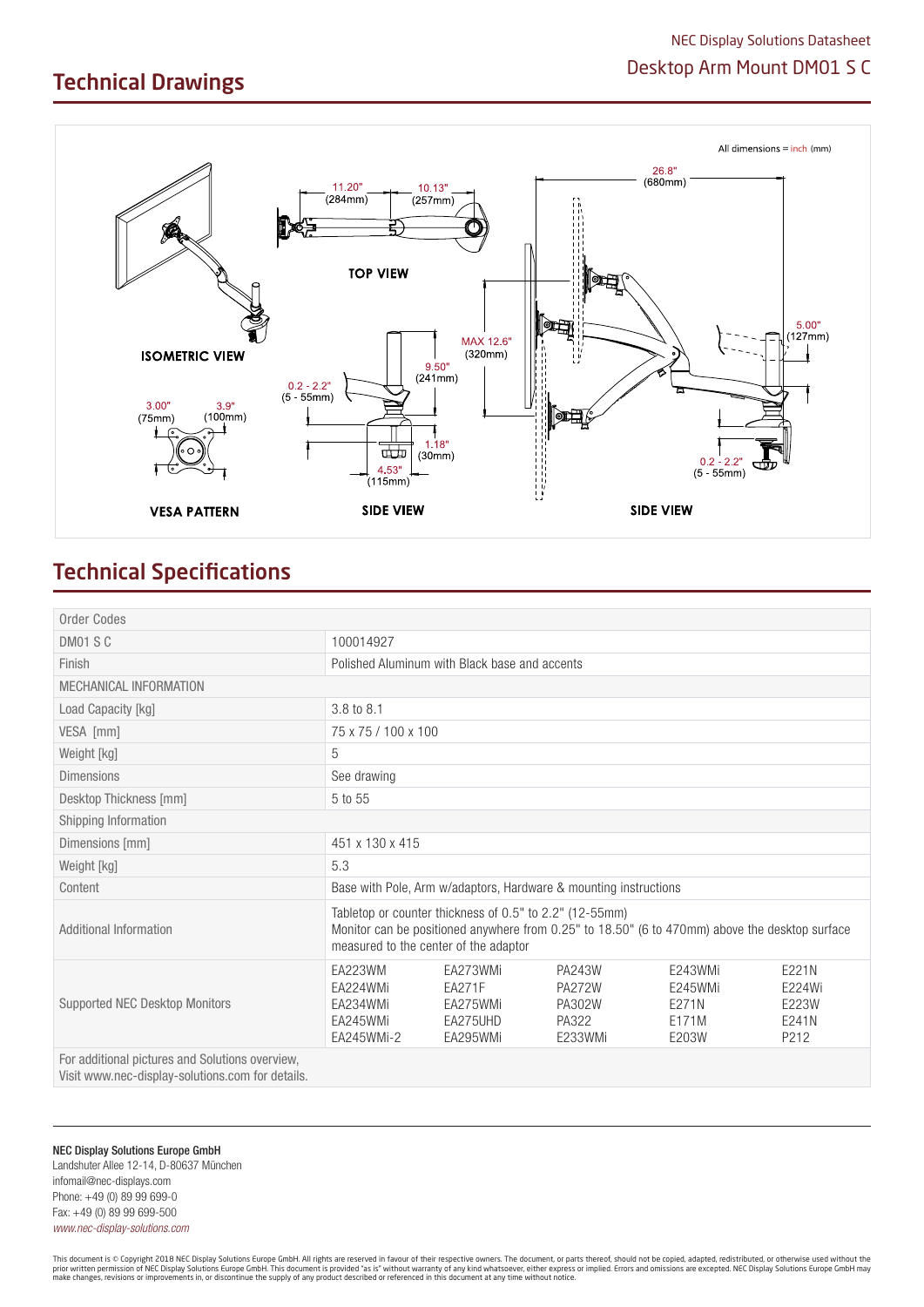## Technical Drawings

All dimensions = inch (mm)

ISOMETRIC VIEW

TOP VIEW

11.20" (284mm)
10.13" (257mm)

SIDE VIEW

0.2 - 2.2" (5 - 55mm)
9.50" (241mm)
1.18" (30mm)
4.53" (115mm)

VESA PATTERN

3.00" (75mm)
3.9" (100mm)

SIDE VIEW

26.8" (680mm)
MAX 12.6" (320mm)
5.00" (127mm)
0.2 - 2.2" (5 - 55mm)

## Technical Specifications

| | | | | | |
|---|---|---|---|---|---|
| Order Codes | | | | | |
| DM01 S C | 100014927 | | | | |
| Finish | Polished Aluminum with Black base and accents | | | | |
| MECHANICAL INFORMATION | | | | | |
| Load Capacity [kg] | 3.8 to 8.1 | | | | |
| VESA [mm] | 75 x 75 / 100 x 100 | | | | |
| Weight [kg] | 5 | | | | |
| Dimensions | See drawing | | | | |
| Desktop Thickness [mm] | 5 to 55 | | | | |
| Shipping Information | | | | | |
| Dimensions [mm] | 451 x 130 x 415 | | | | |
| Weight [kg] | 5.3 | | | | |
| Content | Base with Pole, Arm w/adaptors, Hardware & mounting instructions | | | | |
| Additional Information | Tabletop or counter thickness of 0.5" to 2.2" (12-55mm)<br>Monitor can be positioned anywhere from 0.25" to 18.50" (6 to 470mm) above the desktop surface measured to the center of the adaptor | | | | |
| Supported NEC Desktop Monitors | EA223WM<br>EA224WMi<br>EA234WMi<br>EA245WMi<br>EA245WMi-2 | EA273WMi<br>EA271F<br>EA275WMi<br>EA275UHD<br>EA295WMi | PA243W<br>PA272W<br>PA302W<br>PA322<br>E233WMi | E243WMi<br>E245WMi<br>E271N<br>E171M<br>E203W | E221N<br>E224Wi<br>E223W<br>E241N<br>P212 |
| For additional pictures and Solutions overview,<br>Visit www.nec-display-solutions.com for details. | | | | | |

**NEC Display Solutions Europe GmbH**
Landshuter Allee 12-14, D-80637 München
infomail@nec-displays.com
Phone: +49 (0) 89 99 699-0
Fax: +49 (0) 89 99 699-500
*www.nec-display-solutions.com*

This document is © Copyright 2018 NEC Display Solutions Europe GmbH. All rights are reserved in favour of their respective owners. The document, or parts thereof, should not be copied, adapted, redistributed, or otherwise used without the prior written permission of NEC Display Solutions Europe GmbH. This document is provided "as is" without warranty of any kind whatsoever, either express or implied. Errors and omissions are excepted. NEC Display Solutions Europe GmbH may make changes, revisions or improvements in, or discontinue the supply of any product described or referenced in this document at any time without notice.